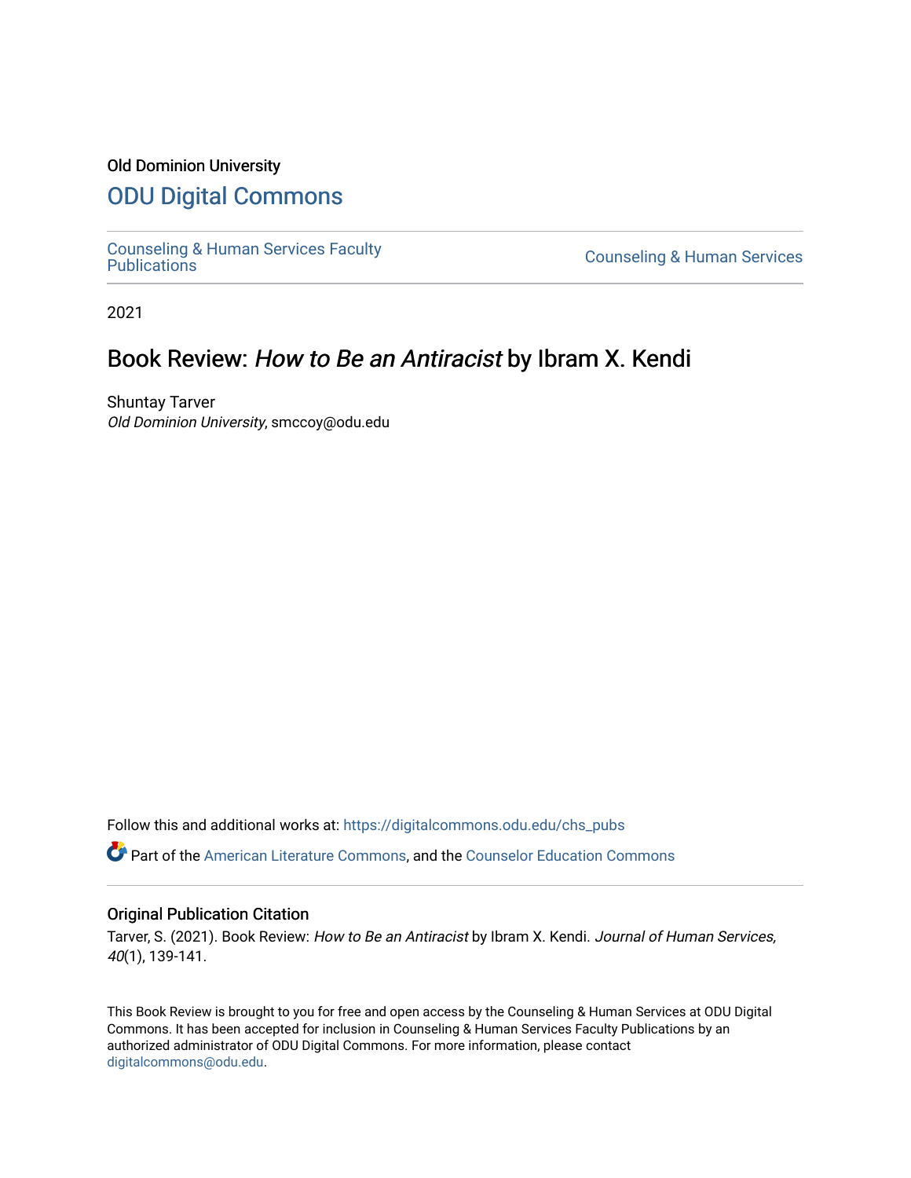Old Dominion University

## ODU Digital Commons

Counseling & Human Services Faculty Publications

Counseling & Human Services

2021

# Book Review: *How to Be an Antiracist* by Ibram X. Kendi

Shuntay Tarver
*Old Dominion University*, smccoy@odu.edu

Follow this and additional works at: https://digitalcommons.odu.edu/chs_pubs

Part of the American Literature Commons, and the Counselor Education Commons

### Original Publication Citation

Tarver, S. (2021). Book Review: *How to Be an Antiracist* by Ibram X. Kendi. *Journal of Human Services, 40*(1), 139-141.

This Book Review is brought to you for free and open access by the Counseling & Human Services at ODU Digital Commons. It has been accepted for inclusion in Counseling & Human Services Faculty Publications by an authorized administrator of ODU Digital Commons. For more information, please contact digitalcommons@odu.edu.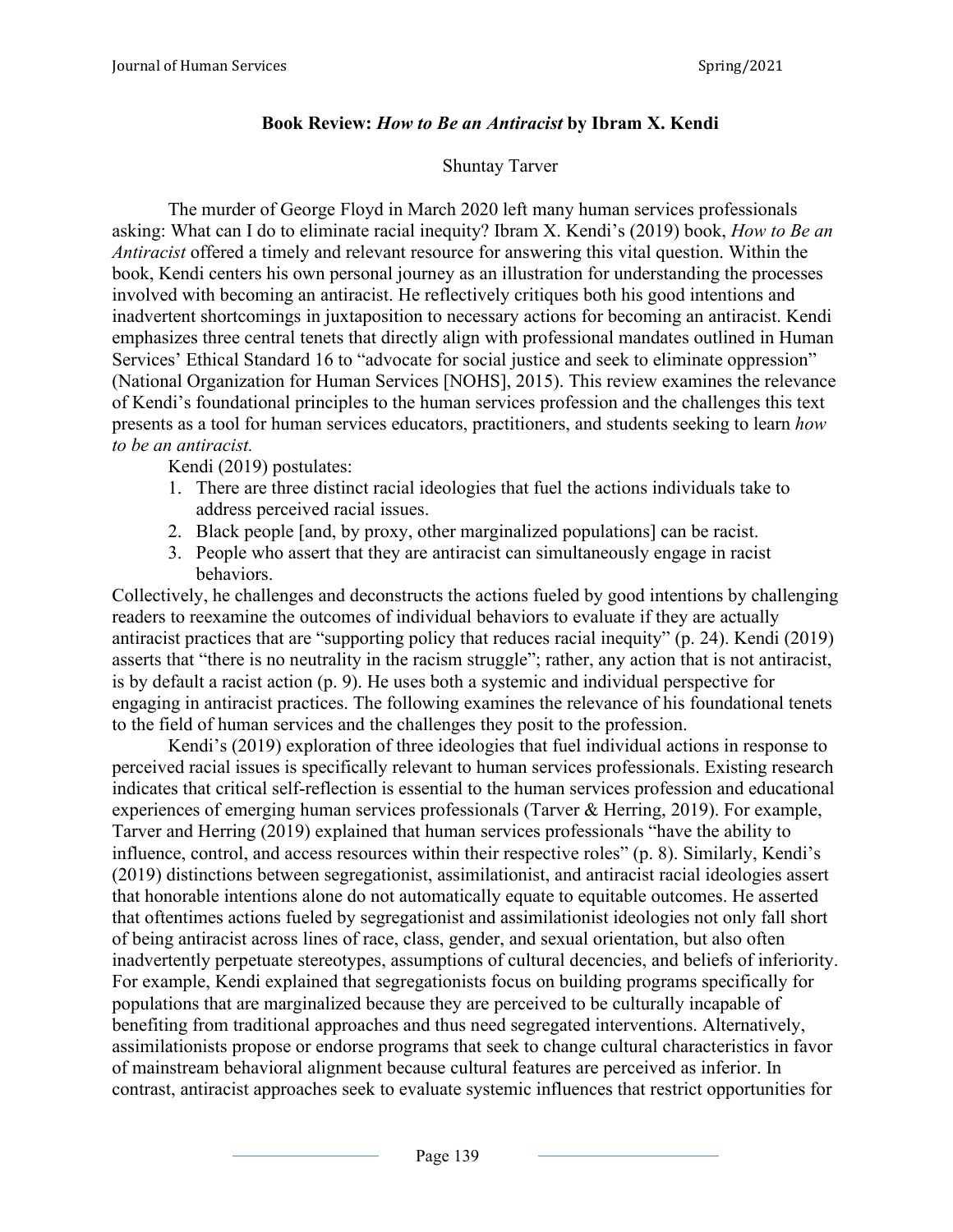### Book Review: *How to Be an Antiracist* by Ibram X. Kendi

Shuntay Tarver

The murder of George Floyd in March 2020 left many human services professionals asking: What can I do to eliminate racial inequity? Ibram X. Kendi's (2019) book, *How to Be an Antiracist* offered a timely and relevant resource for answering this vital question. Within the book, Kendi centers his own personal journey as an illustration for understanding the processes involved with becoming an antiracist. He reflectively critiques both his good intentions and inadvertent shortcomings in juxtaposition to necessary actions for becoming an antiracist. Kendi emphasizes three central tenets that directly align with professional mandates outlined in Human Services' Ethical Standard 16 to "advocate for social justice and seek to eliminate oppression" (National Organization for Human Services [NOHS], 2015). This review examines the relevance of Kendi's foundational principles to the human services profession and the challenges this text presents as a tool for human services educators, practitioners, and students seeking to learn *how to be an antiracist.*

Kendi (2019) postulates:

1. There are three distinct racial ideologies that fuel the actions individuals take to address perceived racial issues.
2. Black people [and, by proxy, other marginalized populations] can be racist.
3. People who assert that they are antiracist can simultaneously engage in racist behaviors.

Collectively, he challenges and deconstructs the actions fueled by good intentions by challenging readers to reexamine the outcomes of individual behaviors to evaluate if they are actually antiracist practices that are "supporting policy that reduces racial inequity" (p. 24). Kendi (2019) asserts that "there is no neutrality in the racism struggle"; rather, any action that is not antiracist, is by default a racist action (p. 9). He uses both a systemic and individual perspective for engaging in antiracist practices. The following examines the relevance of his foundational tenets to the field of human services and the challenges they posit to the profession.

Kendi's (2019) exploration of three ideologies that fuel individual actions in response to perceived racial issues is specifically relevant to human services professionals. Existing research indicates that critical self-reflection is essential to the human services profession and educational experiences of emerging human services professionals (Tarver & Herring, 2019). For example, Tarver and Herring (2019) explained that human services professionals "have the ability to influence, control, and access resources within their respective roles" (p. 8). Similarly, Kendi's (2019) distinctions between segregationist, assimilationist, and antiracist racial ideologies assert that honorable intentions alone do not automatically equate to equitable outcomes. He asserted that oftentimes actions fueled by segregationist and assimilationist ideologies not only fall short of being antiracist across lines of race, class, gender, and sexual orientation, but also often inadvertently perpetuate stereotypes, assumptions of cultural decencies, and beliefs of inferiority. For example, Kendi explained that segregationists focus on building programs specifically for populations that are marginalized because they are perceived to be culturally incapable of benefiting from traditional approaches and thus need segregated interventions. Alternatively, assimilationists propose or endorse programs that seek to change cultural characteristics in favor of mainstream behavioral alignment because cultural features are perceived as inferior. In contrast, antiracist approaches seek to evaluate systemic influences that restrict opportunities for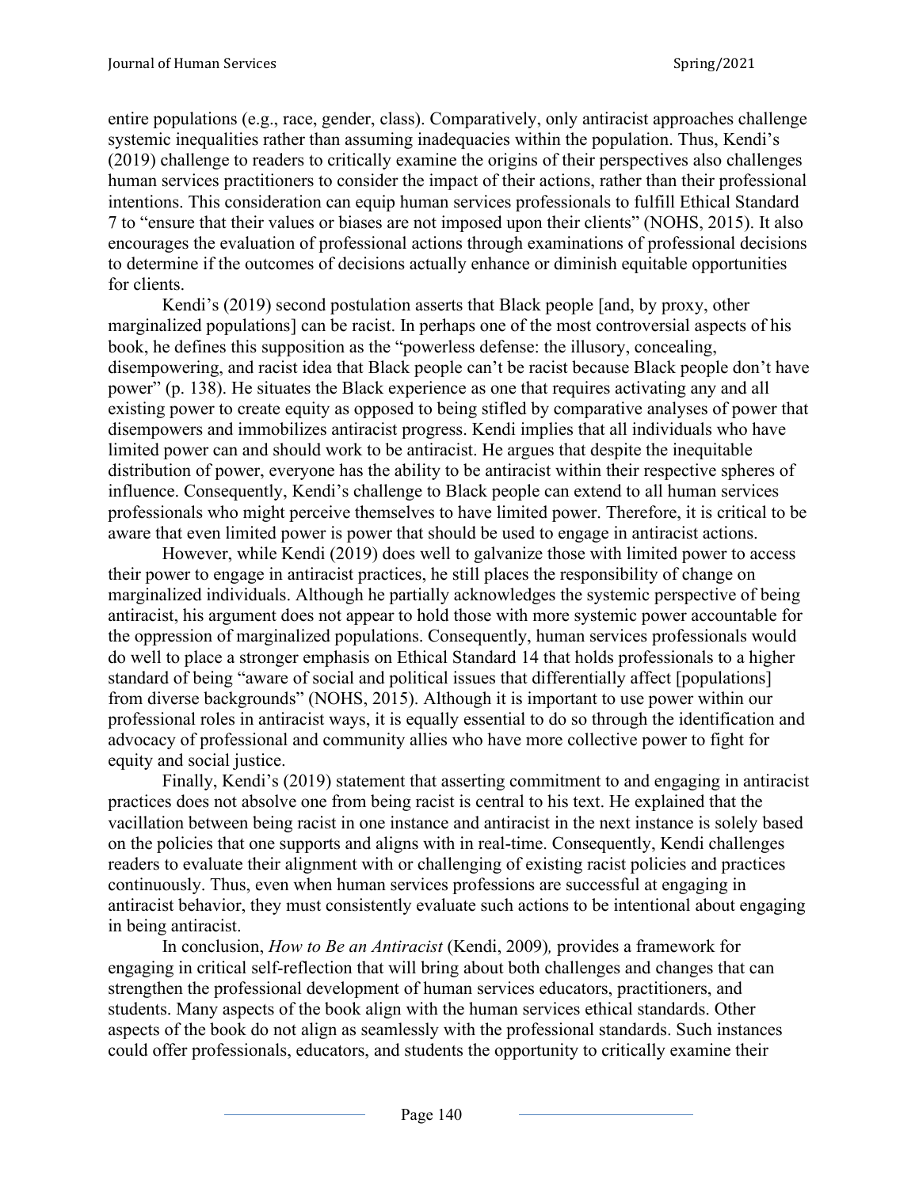entire populations (e.g., race, gender, class). Comparatively, only antiracist approaches challenge systemic inequalities rather than assuming inadequacies within the population. Thus, Kendi's (2019) challenge to readers to critically examine the origins of their perspectives also challenges human services practitioners to consider the impact of their actions, rather than their professional intentions. This consideration can equip human services professionals to fulfill Ethical Standard 7 to "ensure that their values or biases are not imposed upon their clients" (NOHS, 2015). It also encourages the evaluation of professional actions through examinations of professional decisions to determine if the outcomes of decisions actually enhance or diminish equitable opportunities for clients.

Kendi's (2019) second postulation asserts that Black people [and, by proxy, other marginalized populations] can be racist. In perhaps one of the most controversial aspects of his book, he defines this supposition as the "powerless defense: the illusory, concealing, disempowering, and racist idea that Black people can't be racist because Black people don't have power" (p. 138). He situates the Black experience as one that requires activating any and all existing power to create equity as opposed to being stifled by comparative analyses of power that disempowers and immobilizes antiracist progress. Kendi implies that all individuals who have limited power can and should work to be antiracist. He argues that despite the inequitable distribution of power, everyone has the ability to be antiracist within their respective spheres of influence. Consequently, Kendi's challenge to Black people can extend to all human services professionals who might perceive themselves to have limited power. Therefore, it is critical to be aware that even limited power is power that should be used to engage in antiracist actions.

However, while Kendi (2019) does well to galvanize those with limited power to access their power to engage in antiracist practices, he still places the responsibility of change on marginalized individuals. Although he partially acknowledges the systemic perspective of being antiracist, his argument does not appear to hold those with more systemic power accountable for the oppression of marginalized populations. Consequently, human services professionals would do well to place a stronger emphasis on Ethical Standard 14 that holds professionals to a higher standard of being "aware of social and political issues that differentially affect [populations] from diverse backgrounds" (NOHS, 2015). Although it is important to use power within our professional roles in antiracist ways, it is equally essential to do so through the identification and advocacy of professional and community allies who have more collective power to fight for equity and social justice.

Finally, Kendi's (2019) statement that asserting commitment to and engaging in antiracist practices does not absolve one from being racist is central to his text. He explained that the vacillation between being racist in one instance and antiracist in the next instance is solely based on the policies that one supports and aligns with in real-time. Consequently, Kendi challenges readers to evaluate their alignment with or challenging of existing racist policies and practices continuously. Thus, even when human services professions are successful at engaging in antiracist behavior, they must consistently evaluate such actions to be intentional about engaging in being antiracist.

In conclusion, *How to Be an Antiracist* (Kendi, 2009), provides a framework for engaging in critical self-reflection that will bring about both challenges and changes that can strengthen the professional development of human services educators, practitioners, and students. Many aspects of the book align with the human services ethical standards. Other aspects of the book do not align as seamlessly with the professional standards. Such instances could offer professionals, educators, and students the opportunity to critically examine their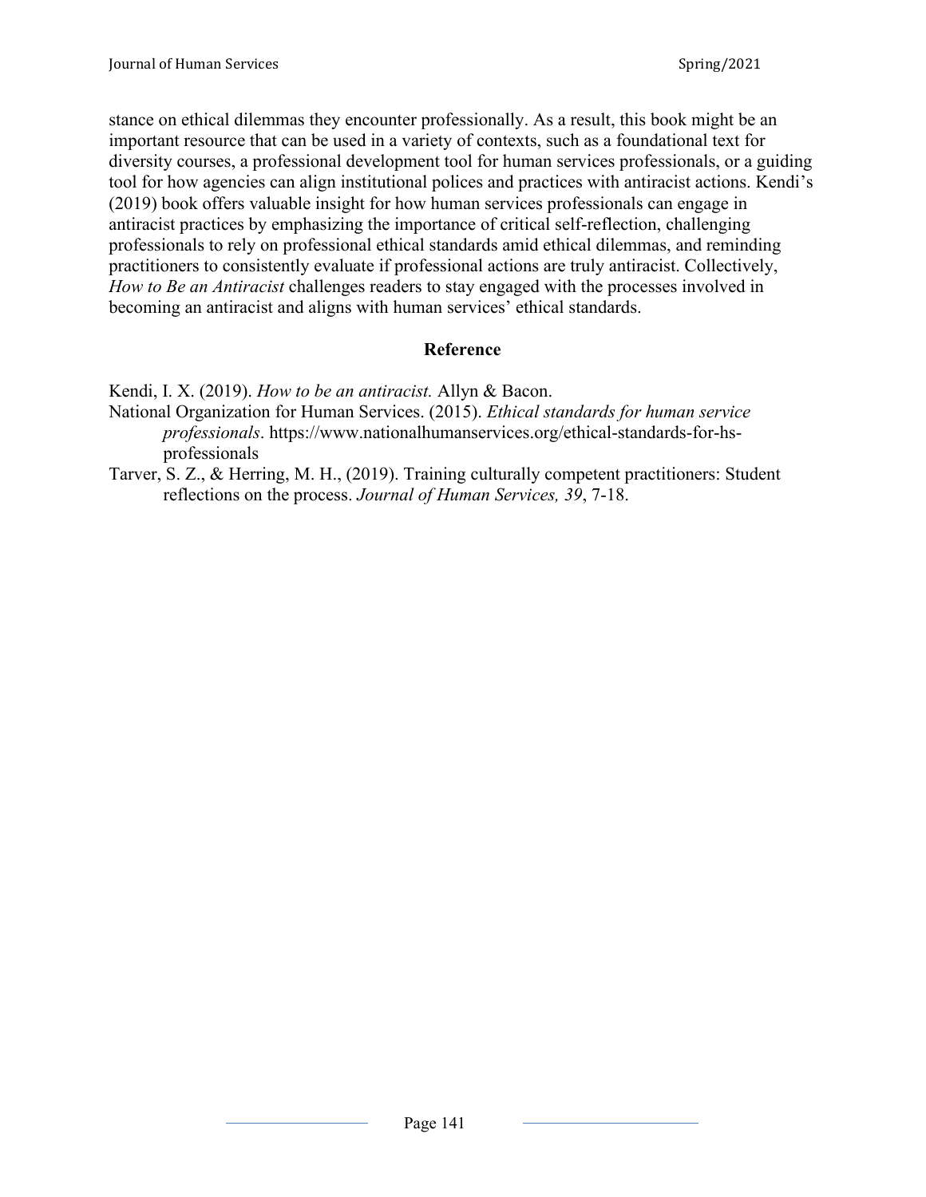stance on ethical dilemmas they encounter professionally. As a result, this book might be an important resource that can be used in a variety of contexts, such as a foundational text for diversity courses, a professional development tool for human services professionals, or a guiding tool for how agencies can align institutional polices and practices with antiracist actions. Kendi's (2019) book offers valuable insight for how human services professionals can engage in antiracist practices by emphasizing the importance of critical self-reflection, challenging professionals to rely on professional ethical standards amid ethical dilemmas, and reminding practitioners to consistently evaluate if professional actions are truly antiracist. Collectively, *How to Be an Antiracist* challenges readers to stay engaged with the processes involved in becoming an antiracist and aligns with human services' ethical standards.

## Reference

Kendi, I. X. (2019). *How to be an antiracist.* Allyn & Bacon.

National Organization for Human Services. (2015). *Ethical standards for human service professionals*. https://www.nationalhumanservices.org/ethical-standards-for-hs-professionals

Tarver, S. Z., & Herring, M. H., (2019). Training culturally competent practitioners: Student reflections on the process. *Journal of Human Services, 39*, 7-18.